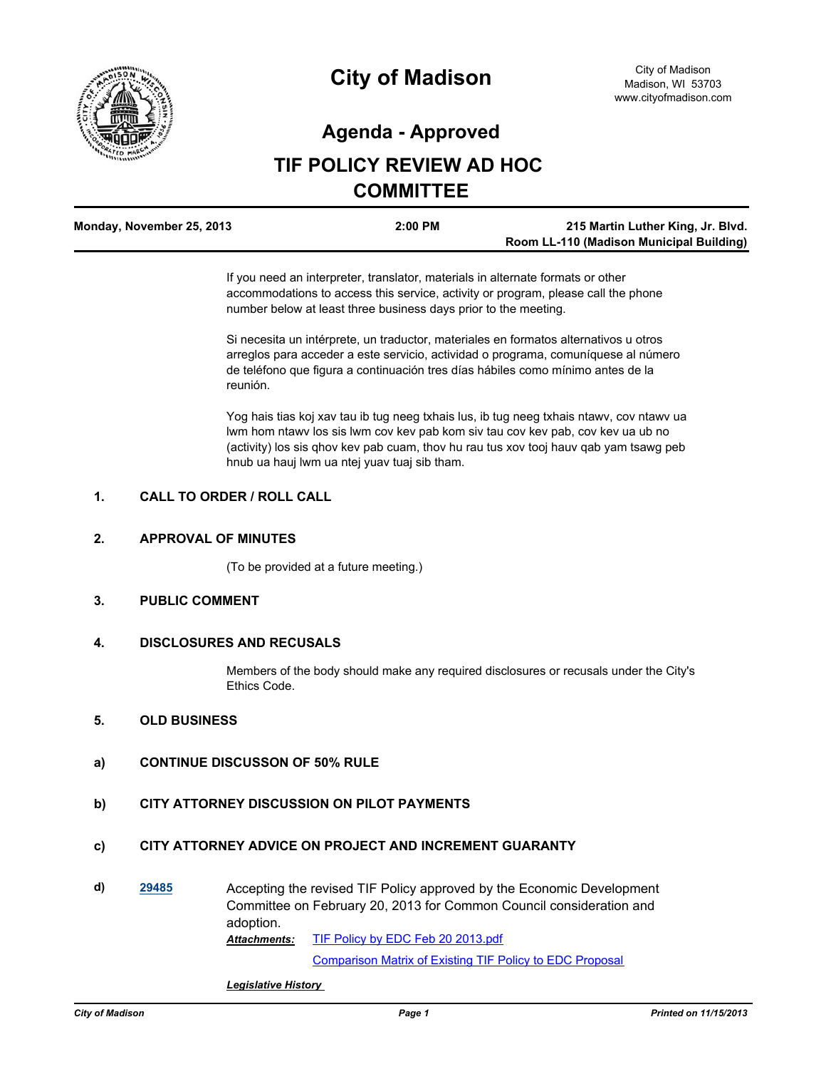# City of Madison

City of Madison
Madison, WI 53703
www.cityofmadison.com

## Agenda - Approved

## TIF POLICY REVIEW AD HOC COMMITTEE

| Monday, November 25, 2013 | 2:00 PM | 215 Martin Luther King, Jr. Blvd. Room LL-110 (Madison Municipal Building) |
|---|---|---|

If you need an interpreter, translator, materials in alternate formats or other accommodations to access this service, activity or program, please call the phone number below at least three business days prior to the meeting.

Si necesita un intérprete, un traductor, materiales en formatos alternativos u otros arreglos para acceder a este servicio, actividad o programa, comuníquese al número de teléfono que figura a continuación tres días hábiles como mínimo antes de la reunión.

Yog hais tias koj xav tau ib tug neeg txhais lus, ib tug neeg txhais ntawv, cov ntawv ua lwm hom ntawv los sis lwm cov kev pab kom siv tau cov kev pab, cov kev ua ub no (activity) los sis qhov kev pab cuam, thov hu rau tus xov tooj hauv qab yam tsawg peb hnub ua hauj lwm ua ntej yuav tuaj sib tham.

### 1. CALL TO ORDER / ROLL CALL

### 2. APPROVAL OF MINUTES

(To be provided at a future meeting.)

### 3. PUBLIC COMMENT

### 4. DISCLOSURES AND RECUSALS

Members of the body should make any required disclosures or recusals under the City's Ethics Code.

### 5. OLD BUSINESS

**a) CONTINUE DISCUSSON OF 50% RULE**

**b) CITY ATTORNEY DISCUSSION ON PILOT PAYMENTS**

**c) CITY ATTORNEY ADVICE ON PROJECT AND INCREMENT GUARANTY**

**d) 29485** Accepting the revised TIF Policy approved by the Economic Development Committee on February 20, 2013 for Common Council consideration and adoption.

***Attachments:*** TIF Policy by EDC Feb 20 2013.pdf
Comparison Matrix of Existing TIF Policy to EDC Proposal

***Legislative History***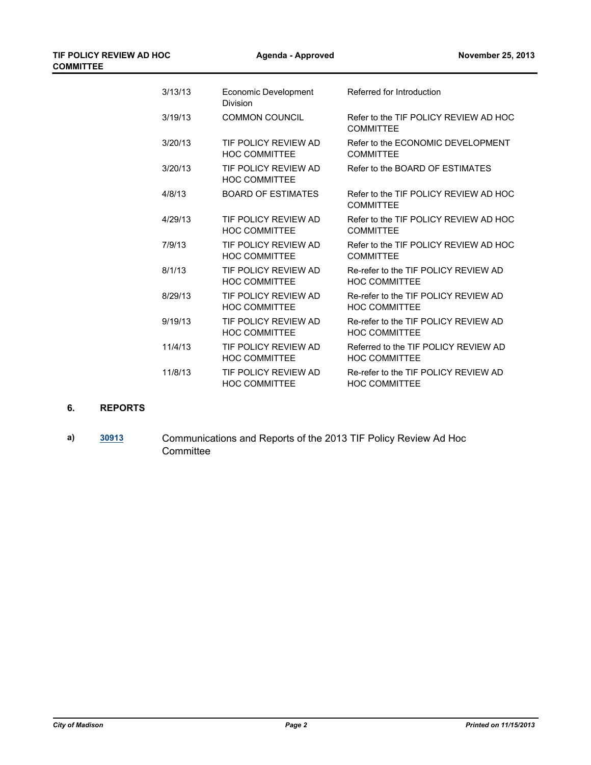| | | |
|---|---|---|
| 3/13/13 | Economic Development Division | Referred for Introduction |
| 3/19/13 | COMMON COUNCIL | Refer to the TIF POLICY REVIEW AD HOC COMMITTEE |
| 3/20/13 | TIF POLICY REVIEW AD HOC COMMITTEE | Refer to the ECONOMIC DEVELOPMENT COMMITTEE |
| 3/20/13 | TIF POLICY REVIEW AD HOC COMMITTEE | Refer to the BOARD OF ESTIMATES |
| 4/8/13 | BOARD OF ESTIMATES | Refer to the TIF POLICY REVIEW AD HOC COMMITTEE |
| 4/29/13 | TIF POLICY REVIEW AD HOC COMMITTEE | Refer to the TIF POLICY REVIEW AD HOC COMMITTEE |
| 7/9/13 | TIF POLICY REVIEW AD HOC COMMITTEE | Refer to the TIF POLICY REVIEW AD HOC COMMITTEE |
| 8/1/13 | TIF POLICY REVIEW AD HOC COMMITTEE | Re-refer to the TIF POLICY REVIEW AD HOC COMMITTEE |
| 8/29/13 | TIF POLICY REVIEW AD HOC COMMITTEE | Re-refer to the TIF POLICY REVIEW AD HOC COMMITTEE |
| 9/19/13 | TIF POLICY REVIEW AD HOC COMMITTEE | Re-refer to the TIF POLICY REVIEW AD HOC COMMITTEE |
| 11/4/13 | TIF POLICY REVIEW AD HOC COMMITTEE | Referred to the TIF POLICY REVIEW AD HOC COMMITTEE |
| 11/8/13 | TIF POLICY REVIEW AD HOC COMMITTEE | Re-refer to the TIF POLICY REVIEW AD HOC COMMITTEE |

## 6. REPORTS

a) **30913** Communications and Reports of the 2013 TIF Policy Review Ad Hoc Committee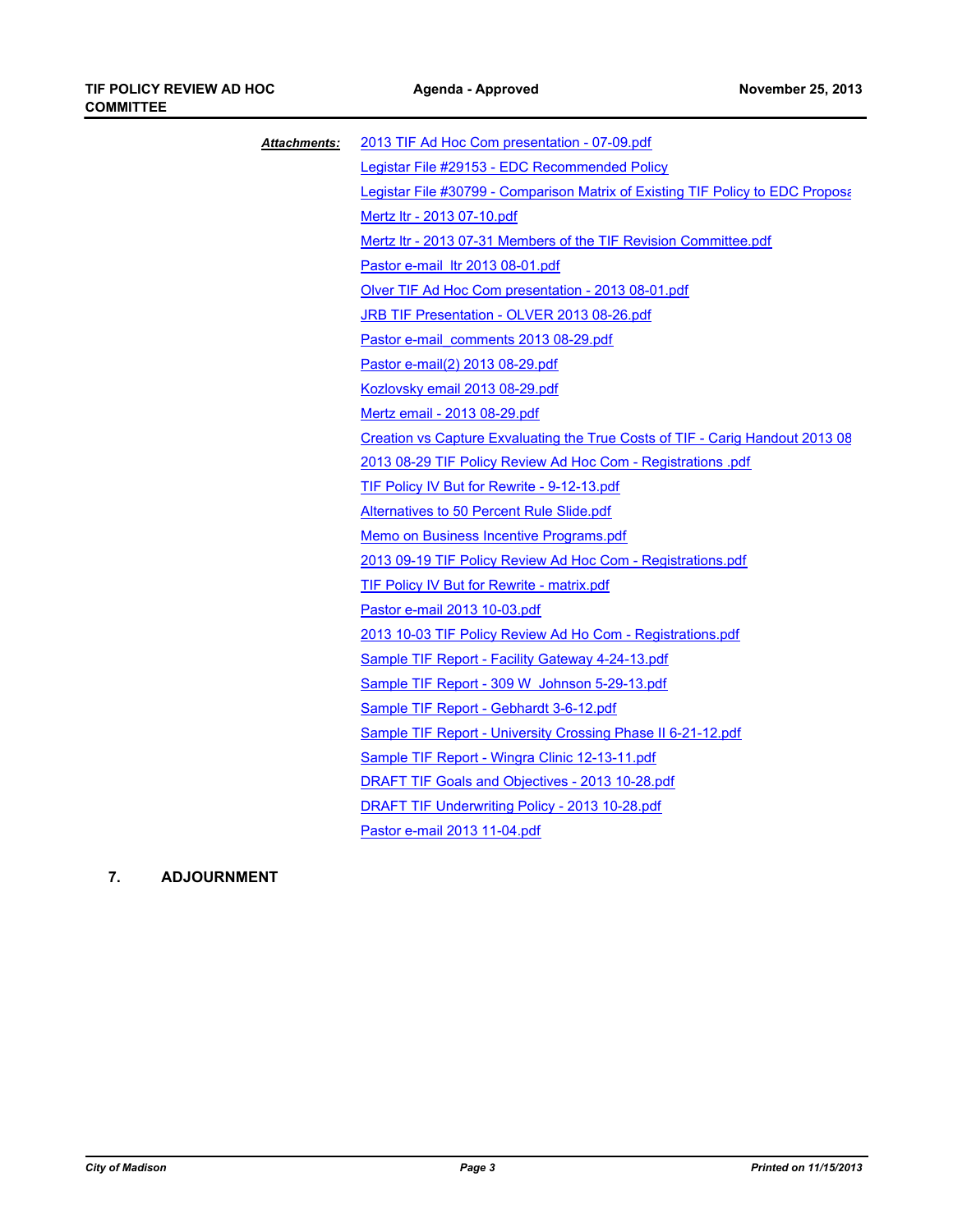***Attachments:***

- 2013 TIF Ad Hoc Com presentation - 07-09.pdf
- Legistar File #29153 - EDC Recommended Policy
- Legistar File #30799 - Comparison Matrix of Existing TIF Policy to EDC Proposa
- Mertz ltr - 2013 07-10.pdf
- Mertz ltr - 2013 07-31 Members of the TIF Revision Committee.pdf
- Pastor e-mail_ltr 2013 08-01.pdf
- Olver TIF Ad Hoc Com presentation - 2013 08-01.pdf
- JRB TIF Presentation - OLVER 2013 08-26.pdf
- Pastor e-mail_comments 2013 08-29.pdf
- Pastor e-mail(2) 2013 08-29.pdf
- Kozlovsky email 2013 08-29.pdf
- Mertz email - 2013 08-29.pdf
- Creation vs Capture Exvaluating the True Costs of TIF - Carig Handout 2013 08
- 2013 08-29 TIF Policy Review Ad Hoc Com - Registrations .pdf
- TIF Policy IV But for Rewrite - 9-12-13.pdf
- Alternatives to 50 Percent Rule Slide.pdf
- Memo on Business Incentive Programs.pdf
- 2013 09-19 TIF Policy Review Ad Hoc Com - Registrations.pdf
- TIF Policy IV But for Rewrite - matrix.pdf
- Pastor e-mail 2013 10-03.pdf
- 2013 10-03 TIF Policy Review Ad Ho Com - Registrations.pdf
- Sample TIF Report - Facility Gateway 4-24-13.pdf
- Sample TIF Report - 309 W  Johnson 5-29-13.pdf
- Sample TIF Report - Gebhardt 3-6-12.pdf
- Sample TIF Report - University Crossing Phase II 6-21-12.pdf
- Sample TIF Report - Wingra Clinic 12-13-11.pdf
- DRAFT TIF Goals and Objectives - 2013 10-28.pdf
- DRAFT TIF Underwriting Policy - 2013 10-28.pdf
- Pastor e-mail 2013 11-04.pdf

## 7. ADJOURNMENT